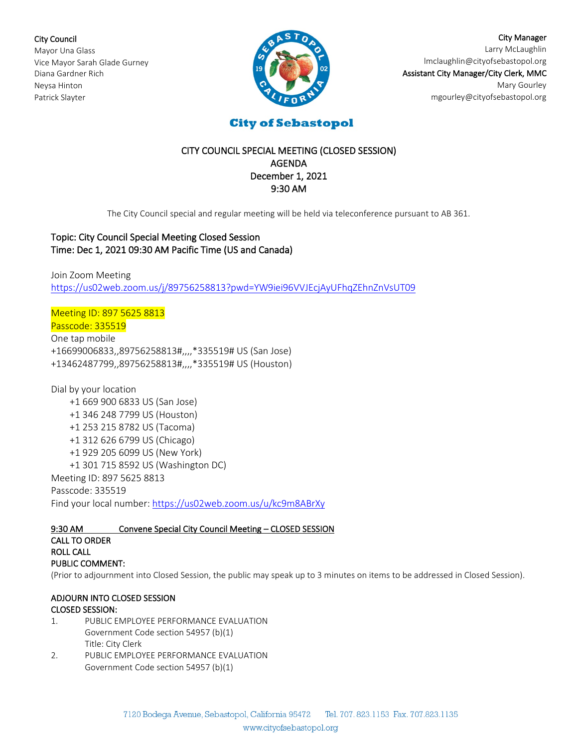City Council
Mayor Una Glass
Vice Mayor Sarah Glade Gurney
Diana Gardner Rich
Neysa Hinton
Patrick Slayter

City Manager
Larry McLaughlin
lmclaughlin@cityofsebastopol.org
Assistant City Manager/City Clerk, MMC
Mary Gourley
mgourley@cityofsebastopol.org

**City of Sebastopol**

# CITY COUNCIL SPECIAL MEETING (CLOSED SESSION)
## AGENDA
## December 1, 2021
## 9:30 AM

The City Council special and regular meeting will be held via teleconference pursuant to AB 361.

**Topic: City Council Special Meeting Closed Session**
**Time: Dec 1, 2021 09:30 AM Pacific Time (US and Canada)**

Join Zoom Meeting
https://us02web.zoom.us/j/89756258813?pwd=YW9iei96VVJEcjAyUFhqZEhnZnVsUT09

Meeting ID: 897 5625 8813
Passcode: 335519
One tap mobile
+16699006833,,89756258813#,,,,*335519# US (San Jose)
+13462487799,,89756258813#,,,,*335519# US (Houston)

Dial by your location
+1 669 900 6833 US (San Jose)
+1 346 248 7799 US (Houston)
+1 253 215 8782 US (Tacoma)
+1 312 626 6799 US (Chicago)
+1 929 205 6099 US (New York)
+1 301 715 8592 US (Washington DC)
Meeting ID: 897 5625 8813
Passcode: 335519
Find your local number: https://us02web.zoom.us/u/kc9m8ABrXy

9:30 AM Convene Special City Council Meeting – CLOSED SESSION
CALL TO ORDER
ROLL CALL
PUBLIC COMMENT:
(Prior to adjournment into Closed Session, the public may speak up to 3 minutes on items to be addressed in Closed Session).

ADJOURN INTO CLOSED SESSION
CLOSED SESSION:

1. PUBLIC EMPLOYEE PERFORMANCE EVALUATION
   Government Code section 54957 (b)(1)
   Title: City Clerk
2. PUBLIC EMPLOYEE PERFORMANCE EVALUATION
   Government Code section 54957 (b)(1)

7120 Bodega Avenue, Sebastopol, California 95472 Tel. 707.823.1153 Fax. 707.823.1135
www.cityofsebastopol.org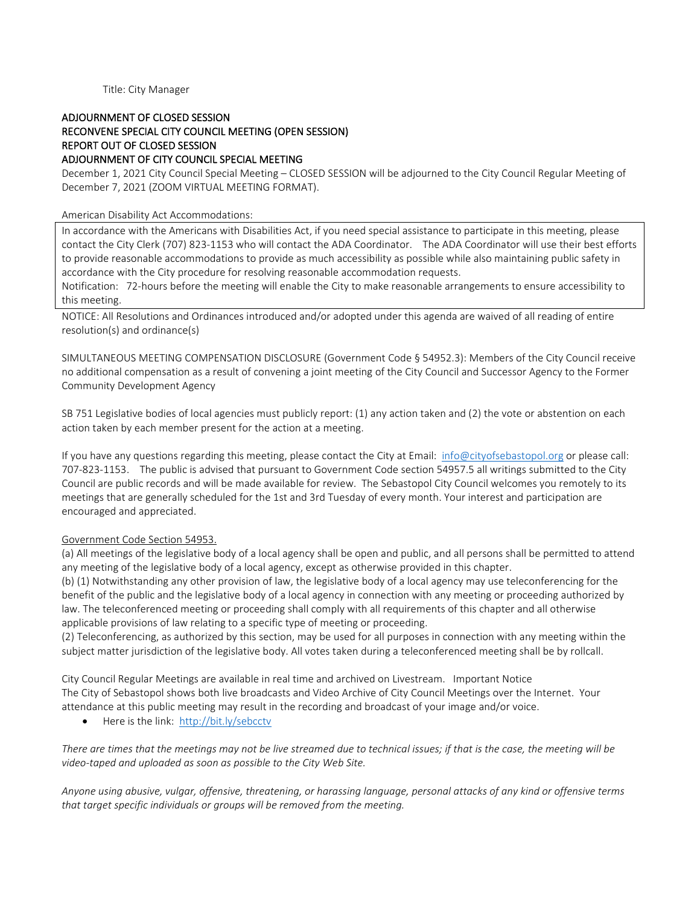Title: City Manager

**ADJOURNMENT OF CLOSED SESSION**
**RECONVENE SPECIAL CITY COUNCIL MEETING (OPEN SESSION)**
**REPORT OUT OF CLOSED SESSION**
**ADJOURNMENT OF CITY COUNCIL SPECIAL MEETING**

December 1, 2021 City Council Special Meeting – CLOSED SESSION will be adjourned to the City Council Regular Meeting of December 7, 2021 (ZOOM VIRTUAL MEETING FORMAT).

American Disability Act Accommodations:

In accordance with the Americans with Disabilities Act, if you need special assistance to participate in this meeting, please contact the City Clerk (707) 823-1153 who will contact the ADA Coordinator. The ADA Coordinator will use their best efforts to provide reasonable accommodations to provide as much accessibility as possible while also maintaining public safety in accordance with the City procedure for resolving reasonable accommodation requests.
Notification: 72-hours before the meeting will enable the City to make reasonable arrangements to ensure accessibility to this meeting.

NOTICE: All Resolutions and Ordinances introduced and/or adopted under this agenda are waived of all reading of entire resolution(s) and ordinance(s)

SIMULTANEOUS MEETING COMPENSATION DISCLOSURE (Government Code § 54952.3): Members of the City Council receive no additional compensation as a result of convening a joint meeting of the City Council and Successor Agency to the Former Community Development Agency

SB 751 Legislative bodies of local agencies must publicly report: (1) any action taken and (2) the vote or abstention on each action taken by each member present for the action at a meeting.

If you have any questions regarding this meeting, please contact the City at Email: info@cityofsebastopol.org or please call: 707-823-1153. The public is advised that pursuant to Government Code section 54957.5 all writings submitted to the City Council are public records and will be made available for review. The Sebastopol City Council welcomes you remotely to its meetings that are generally scheduled for the 1st and 3rd Tuesday of every month. Your interest and participation are encouraged and appreciated.

Government Code Section 54953.

(a) All meetings of the legislative body of a local agency shall be open and public, and all persons shall be permitted to attend any meeting of the legislative body of a local agency, except as otherwise provided in this chapter.
(b) (1) Notwithstanding any other provision of law, the legislative body of a local agency may use teleconferencing for the benefit of the public and the legislative body of a local agency in connection with any meeting or proceeding authorized by law. The teleconferenced meeting or proceeding shall comply with all requirements of this chapter and all otherwise applicable provisions of law relating to a specific type of meeting or proceeding.
(2) Teleconferencing, as authorized by this section, may be used for all purposes in connection with any meeting within the subject matter jurisdiction of the legislative body. All votes taken during a teleconferenced meeting shall be by rollcall.

City Council Regular Meetings are available in real time and archived on Livestream. Important Notice
The City of Sebastopol shows both live broadcasts and Video Archive of City Council Meetings over the Internet. Your attendance at this public meeting may result in the recording and broadcast of your image and/or voice.

- Here is the link: http://bit.ly/sebcctv

*There are times that the meetings may not be live streamed due to technical issues; if that is the case, the meeting will be video-taped and uploaded as soon as possible to the City Web Site.*

*Anyone using abusive, vulgar, offensive, threatening, or harassing language, personal attacks of any kind or offensive terms that target specific individuals or groups will be removed from the meeting.*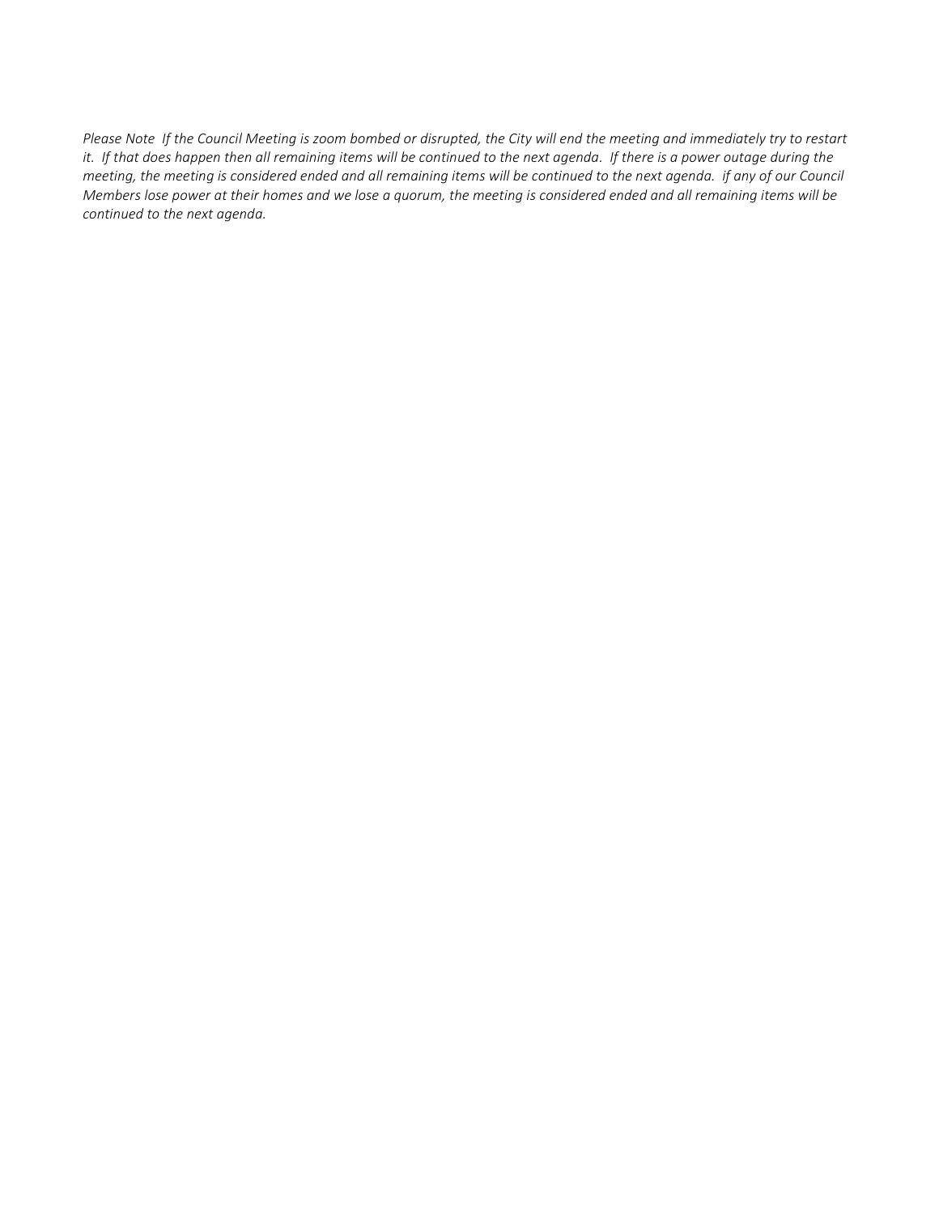*Please Note If the Council Meeting is zoom bombed or disrupted, the City will end the meeting and immediately try to restart it. If that does happen then all remaining items will be continued to the next agenda. If there is a power outage during the meeting, the meeting is considered ended and all remaining items will be continued to the next agenda. if any of our Council Members lose power at their homes and we lose a quorum, the meeting is considered ended and all remaining items will be continued to the next agenda.*